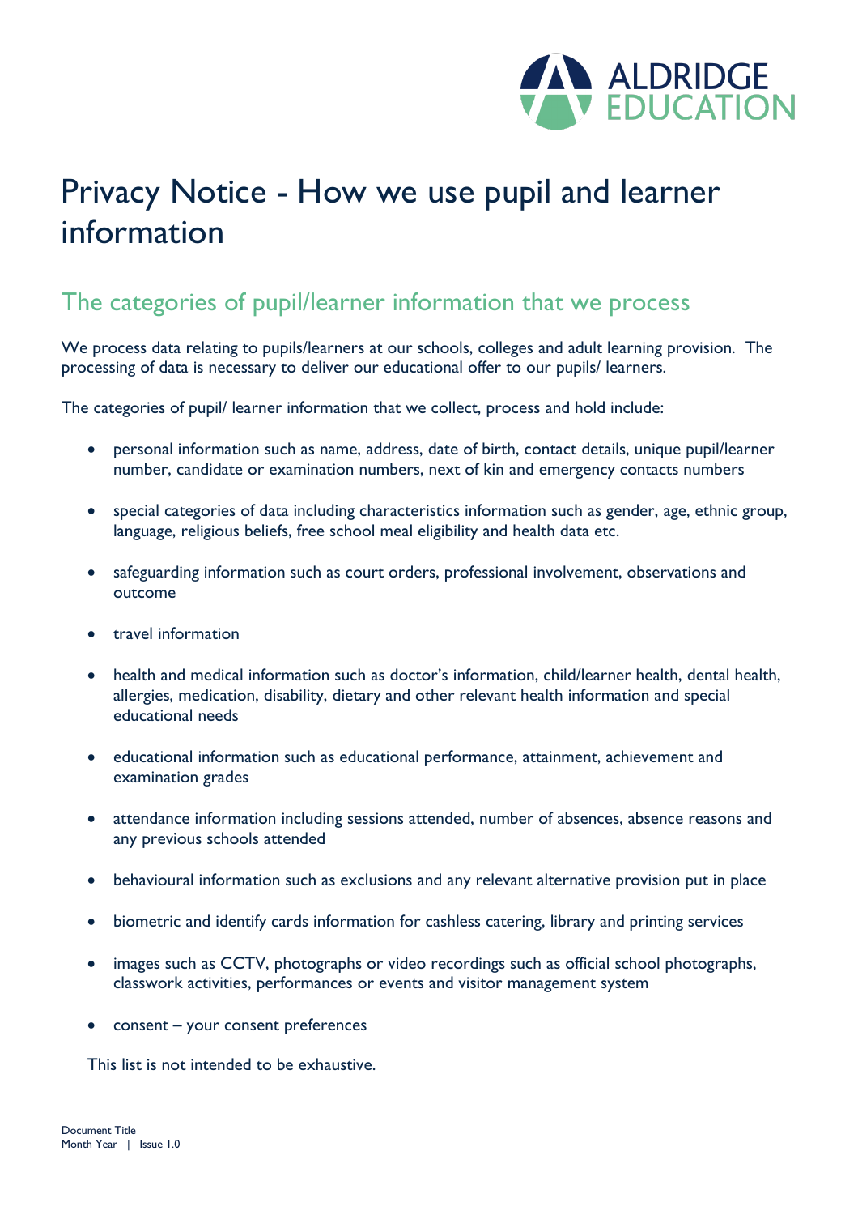# Privacy Notice - How we use pupil and learner information

## The categories of pupil/learner information that we process

We process data relating to pupils/learners at our schools, colleges and adult learning provision. The processing of data is necessary to deliver our educational offer to our pupils/ learners.

The categories of pupil/ learner information that we collect, process and hold include:

- personal information such as name, address, date of birth, contact details, unique pupil/learner number, candidate or examination numbers, next of kin and emergency contacts numbers
- special categories of data including characteristics information such as gender, age, ethnic group, language, religious beliefs, free school meal eligibility and health data etc.
- safeguarding information such as court orders, professional involvement, observations and outcome
- travel information
- health and medical information such as doctor's information, child/learner health, dental health, allergies, medication, disability, dietary and other relevant health information and special educational needs
- educational information such as educational performance, attainment, achievement and examination grades
- attendance information including sessions attended, number of absences, absence reasons and any previous schools attended
- behavioural information such as exclusions and any relevant alternative provision put in place
- biometric and identify cards information for cashless catering, library and printing services
- images such as CCTV, photographs or video recordings such as official school photographs, classwork activities, performances or events and visitor management system
- consent – your consent preferences

This list is not intended to be exhaustive.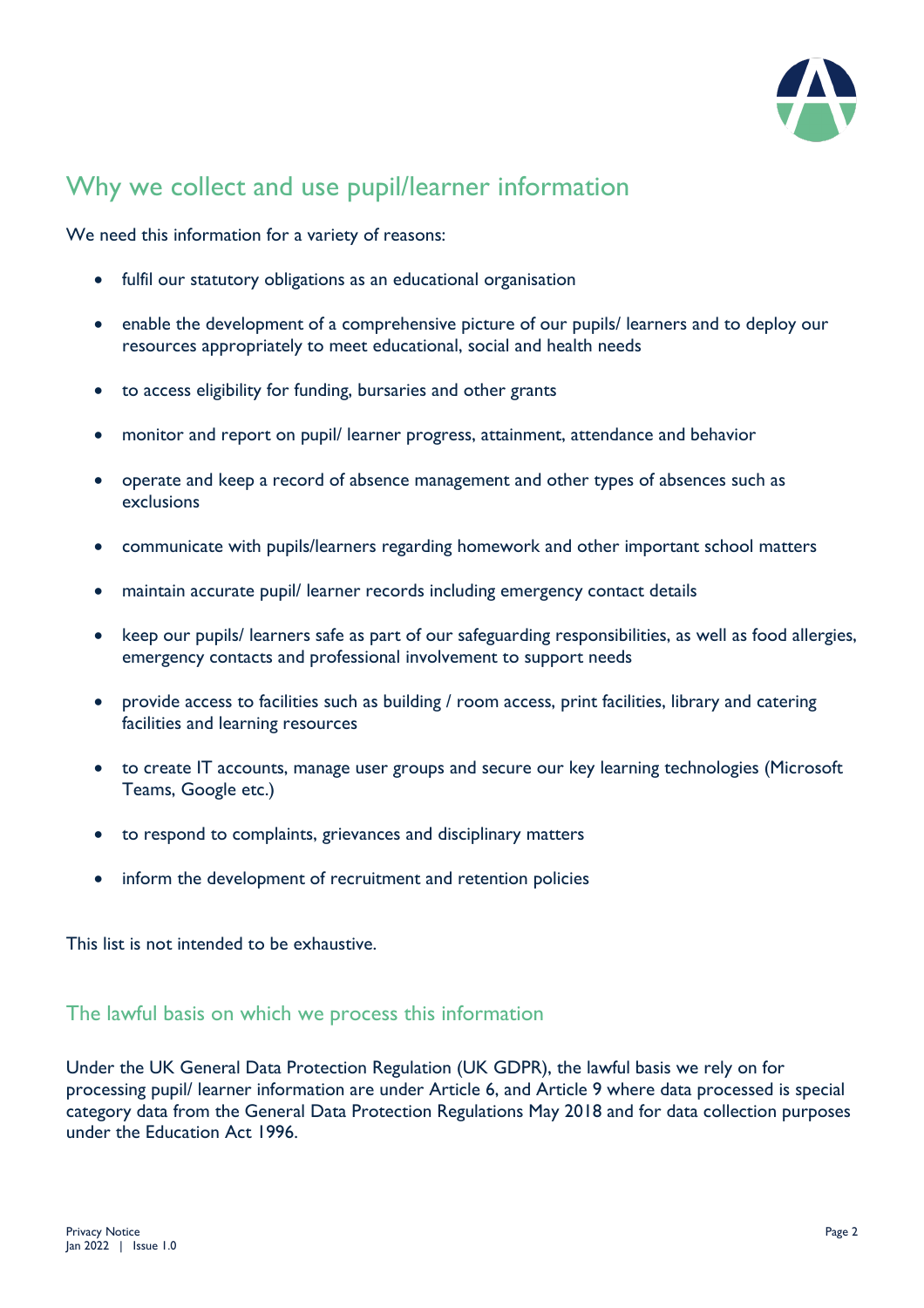## Why we collect and use pupil/learner information

We need this information for a variety of reasons:

- fulfil our statutory obligations as an educational organisation
- enable the development of a comprehensive picture of our pupils/ learners and to deploy our resources appropriately to meet educational, social and health needs
- to access eligibility for funding, bursaries and other grants
- monitor and report on pupil/ learner progress, attainment, attendance and behavior
- operate and keep a record of absence management and other types of absences such as exclusions
- communicate with pupils/learners regarding homework and other important school matters
- maintain accurate pupil/ learner records including emergency contact details
- keep our pupils/ learners safe as part of our safeguarding responsibilities, as well as food allergies, emergency contacts and professional involvement to support needs
- provide access to facilities such as building / room access, print facilities, library and catering facilities and learning resources
- to create IT accounts, manage user groups and secure our key learning technologies (Microsoft Teams, Google etc.)
- to respond to complaints, grievances and disciplinary matters
- inform the development of recruitment and retention policies

This list is not intended to be exhaustive.

### The lawful basis on which we process this information

Under the UK General Data Protection Regulation (UK GDPR), the lawful basis we rely on for processing pupil/ learner information are under Article 6, and Article 9 where data processed is special category data from the General Data Protection Regulations May 2018 and for data collection purposes under the Education Act 1996.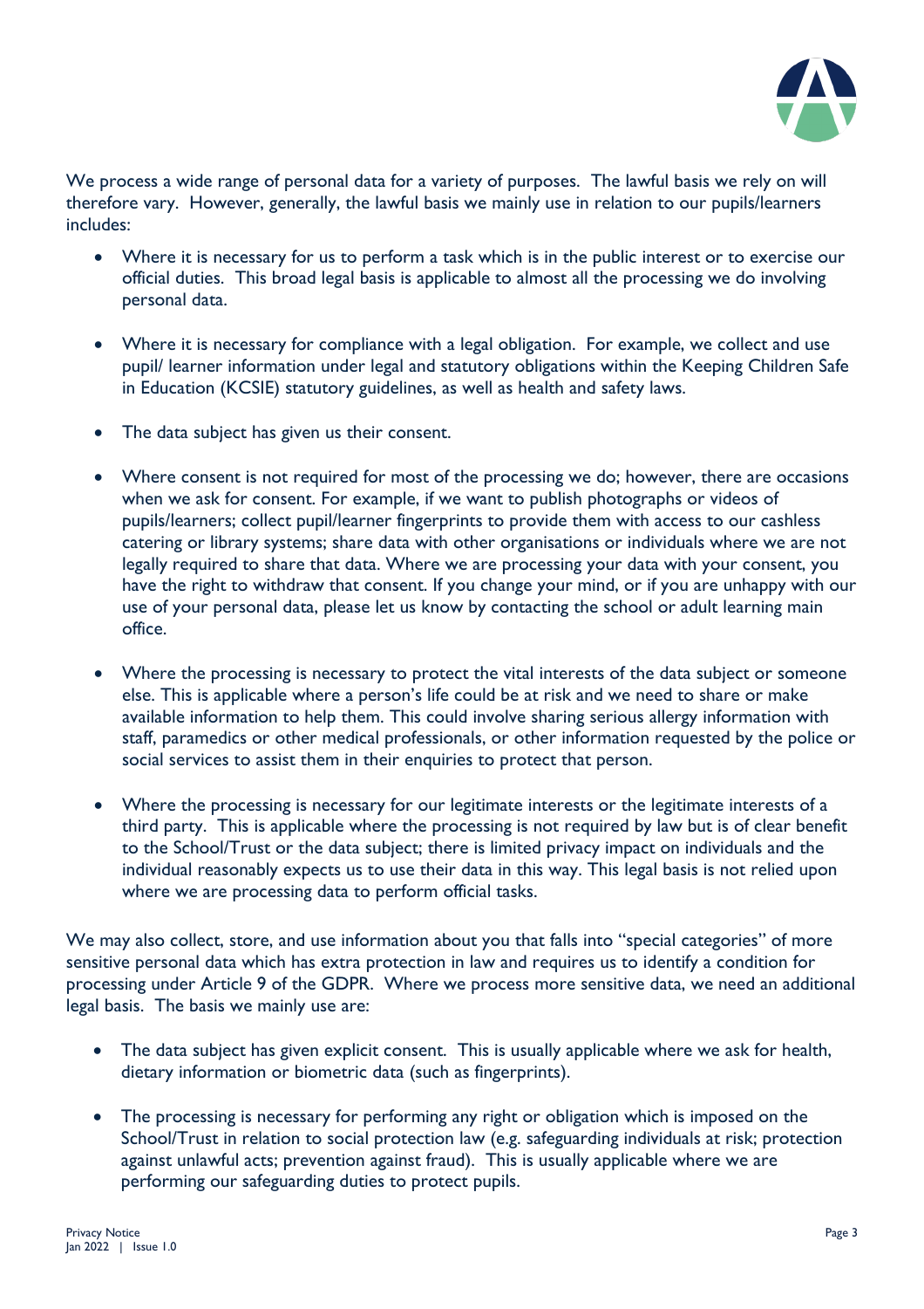We process a wide range of personal data for a variety of purposes. The lawful basis we rely on will therefore vary. However, generally, the lawful basis we mainly use in relation to our pupils/learners includes:

- Where it is necessary for us to perform a task which is in the public interest or to exercise our official duties. This broad legal basis is applicable to almost all the processing we do involving personal data.

- Where it is necessary for compliance with a legal obligation. For example, we collect and use pupil/ learner information under legal and statutory obligations within the Keeping Children Safe in Education (KCSIE) statutory guidelines, as well as health and safety laws.

- The data subject has given us their consent.

- Where consent is not required for most of the processing we do; however, there are occasions when we ask for consent. For example, if we want to publish photographs or videos of pupils/learners; collect pupil/learner fingerprints to provide them with access to our cashless catering or library systems; share data with other organisations or individuals where we are not legally required to share that data. Where we are processing your data with your consent, you have the right to withdraw that consent. If you change your mind, or if you are unhappy with our use of your personal data, please let us know by contacting the school or adult learning main office.

- Where the processing is necessary to protect the vital interests of the data subject or someone else. This is applicable where a person's life could be at risk and we need to share or make available information to help them. This could involve sharing serious allergy information with staff, paramedics or other medical professionals, or other information requested by the police or social services to assist them in their enquiries to protect that person.

- Where the processing is necessary for our legitimate interests or the legitimate interests of a third party. This is applicable where the processing is not required by law but is of clear benefit to the School/Trust or the data subject; there is limited privacy impact on individuals and the individual reasonably expects us to use their data in this way. This legal basis is not relied upon where we are processing data to perform official tasks.

We may also collect, store, and use information about you that falls into "special categories" of more sensitive personal data which has extra protection in law and requires us to identify a condition for processing under Article 9 of the GDPR. Where we process more sensitive data, we need an additional legal basis. The basis we mainly use are:

- The data subject has given explicit consent. This is usually applicable where we ask for health, dietary information or biometric data (such as fingerprints).

- The processing is necessary for performing any right or obligation which is imposed on the School/Trust in relation to social protection law (e.g. safeguarding individuals at risk; protection against unlawful acts; prevention against fraud). This is usually applicable where we are performing our safeguarding duties to protect pupils.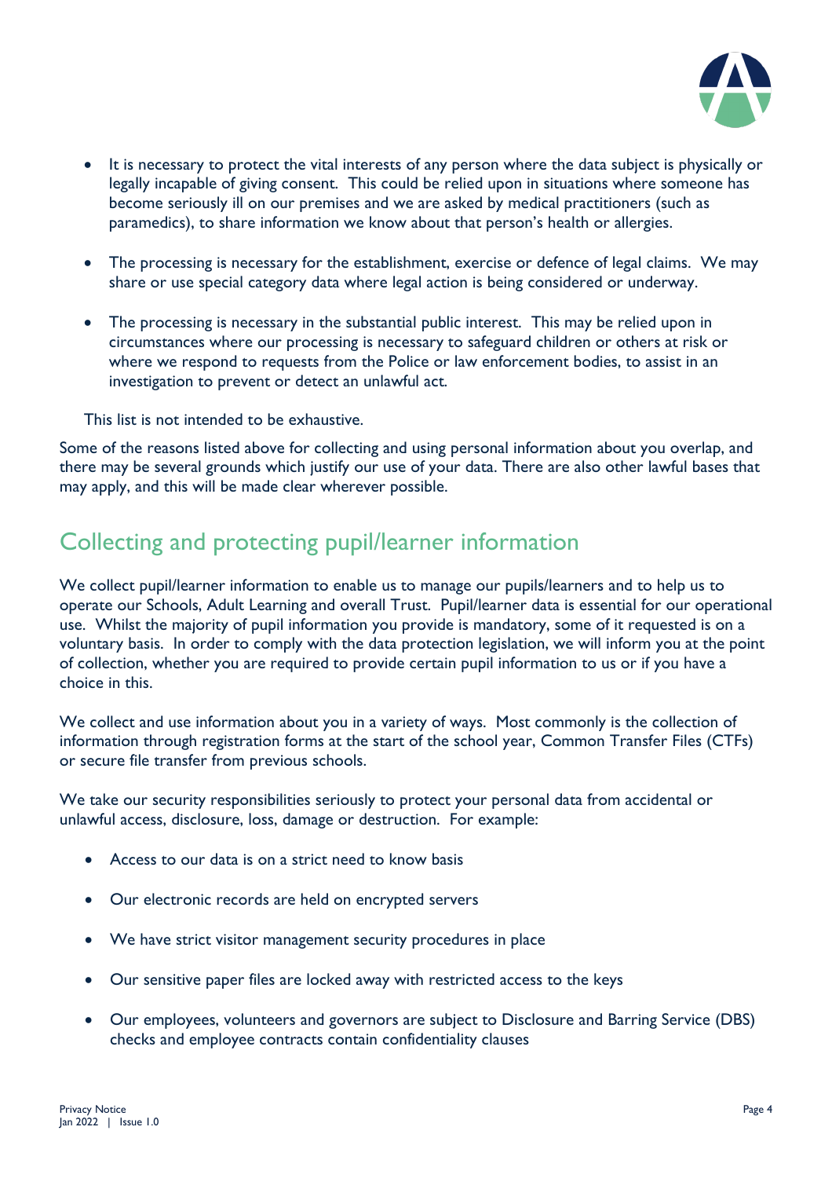- It is necessary to protect the vital interests of any person where the data subject is physically or legally incapable of giving consent. This could be relied upon in situations where someone has become seriously ill on our premises and we are asked by medical practitioners (such as paramedics), to share information we know about that person's health or allergies.

- The processing is necessary for the establishment, exercise or defence of legal claims. We may share or use special category data where legal action is being considered or underway.

- The processing is necessary in the substantial public interest. This may be relied upon in circumstances where our processing is necessary to safeguard children or others at risk or where we respond to requests from the Police or law enforcement bodies, to assist in an investigation to prevent or detect an unlawful act.

This list is not intended to be exhaustive.

Some of the reasons listed above for collecting and using personal information about you overlap, and there may be several grounds which justify our use of your data. There are also other lawful bases that may apply, and this will be made clear wherever possible.

## Collecting and protecting pupil/learner information

We collect pupil/learner information to enable us to manage our pupils/learners and to help us to operate our Schools, Adult Learning and overall Trust. Pupil/learner data is essential for our operational use. Whilst the majority of pupil information you provide is mandatory, some of it requested is on a voluntary basis. In order to comply with the data protection legislation, we will inform you at the point of collection, whether you are required to provide certain pupil information to us or if you have a choice in this.

We collect and use information about you in a variety of ways. Most commonly is the collection of information through registration forms at the start of the school year, Common Transfer Files (CTFs) or secure file transfer from previous schools.

We take our security responsibilities seriously to protect your personal data from accidental or unlawful access, disclosure, loss, damage or destruction. For example:

- Access to our data is on a strict need to know basis

- Our electronic records are held on encrypted servers

- We have strict visitor management security procedures in place

- Our sensitive paper files are locked away with restricted access to the keys

- Our employees, volunteers and governors are subject to Disclosure and Barring Service (DBS) checks and employee contracts contain confidentiality clauses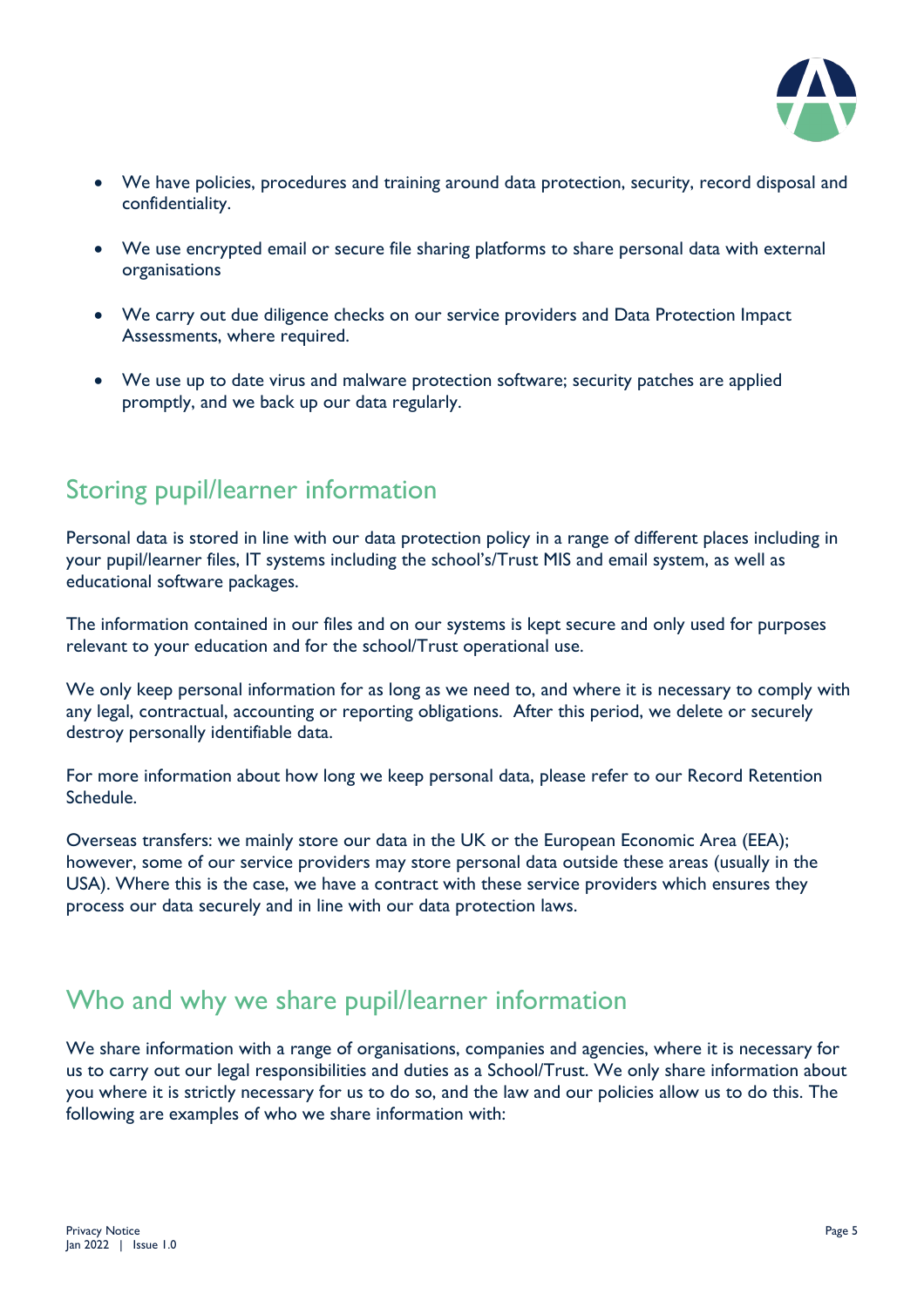- We have policies, procedures and training around data protection, security, record disposal and confidentiality.

- We use encrypted email or secure file sharing platforms to share personal data with external organisations

- We carry out due diligence checks on our service providers and Data Protection Impact Assessments, where required.

- We use up to date virus and malware protection software; security patches are applied promptly, and we back up our data regularly.

## Storing pupil/learner information

Personal data is stored in line with our data protection policy in a range of different places including in your pupil/learner files, IT systems including the school's/Trust MIS and email system, as well as educational software packages.

The information contained in our files and on our systems is kept secure and only used for purposes relevant to your education and for the school/Trust operational use.

We only keep personal information for as long as we need to, and where it is necessary to comply with any legal, contractual, accounting or reporting obligations. After this period, we delete or securely destroy personally identifiable data.

For more information about how long we keep personal data, please refer to our Record Retention Schedule.

Overseas transfers: we mainly store our data in the UK or the European Economic Area (EEA); however, some of our service providers may store personal data outside these areas (usually in the USA). Where this is the case, we have a contract with these service providers which ensures they process our data securely and in line with our data protection laws.

## Who and why we share pupil/learner information

We share information with a range of organisations, companies and agencies, where it is necessary for us to carry out our legal responsibilities and duties as a School/Trust. We only share information about you where it is strictly necessary for us to do so, and the law and our policies allow us to do this. The following are examples of who we share information with: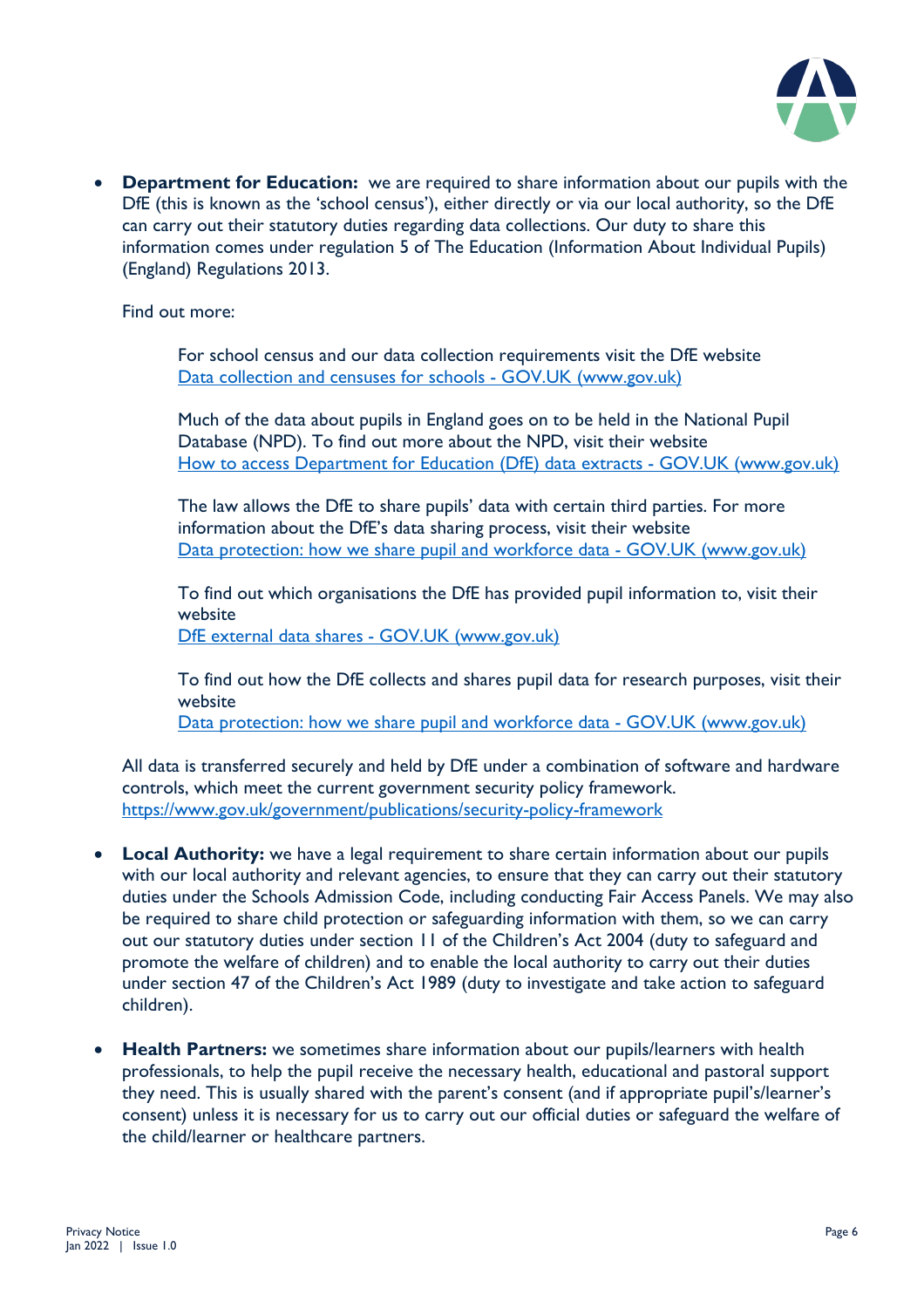- **Department for Education:** we are required to share information about our pupils with the DfE (this is known as the 'school census'), either directly or via our local authority, so the DfE can carry out their statutory duties regarding data collections. Our duty to share this information comes under regulation 5 of The Education (Information About Individual Pupils) (England) Regulations 2013.

  Find out more:

  For school census and our data collection requirements visit the DfE website [Data collection and censuses for schools - GOV.UK (www.gov.uk)]()

  Much of the data about pupils in England goes on to be held in the National Pupil Database (NPD). To find out more about the NPD, visit their website [How to access Department for Education (DfE) data extracts - GOV.UK (www.gov.uk)]()

  The law allows the DfE to share pupils' data with certain third parties. For more information about the DfE's data sharing process, visit their website [Data protection: how we share pupil and workforce data - GOV.UK (www.gov.uk)]()

  To find out which organisations the DfE has provided pupil information to, visit their website [DfE external data shares - GOV.UK (www.gov.uk)]()

  To find out how the DfE collects and shares pupil data for research purposes, visit their website [Data protection: how we share pupil and workforce data - GOV.UK (www.gov.uk)]()

  All data is transferred securely and held by DfE under a combination of software and hardware controls, which meet the current government security policy framework. https://www.gov.uk/government/publications/security-policy-framework

- **Local Authority:** we have a legal requirement to share certain information about our pupils with our local authority and relevant agencies, to ensure that they can carry out their statutory duties under the Schools Admission Code, including conducting Fair Access Panels. We may also be required to share child protection or safeguarding information with them, so we can carry out our statutory duties under section 11 of the Children's Act 2004 (duty to safeguard and promote the welfare of children) and to enable the local authority to carry out their duties under section 47 of the Children's Act 1989 (duty to investigate and take action to safeguard children).

- **Health Partners:** we sometimes share information about our pupils/learners with health professionals, to help the pupil receive the necessary health, educational and pastoral support they need. This is usually shared with the parent's consent (and if appropriate pupil's/learner's consent) unless it is necessary for us to carry out our official duties or safeguard the welfare of the child/learner or healthcare partners.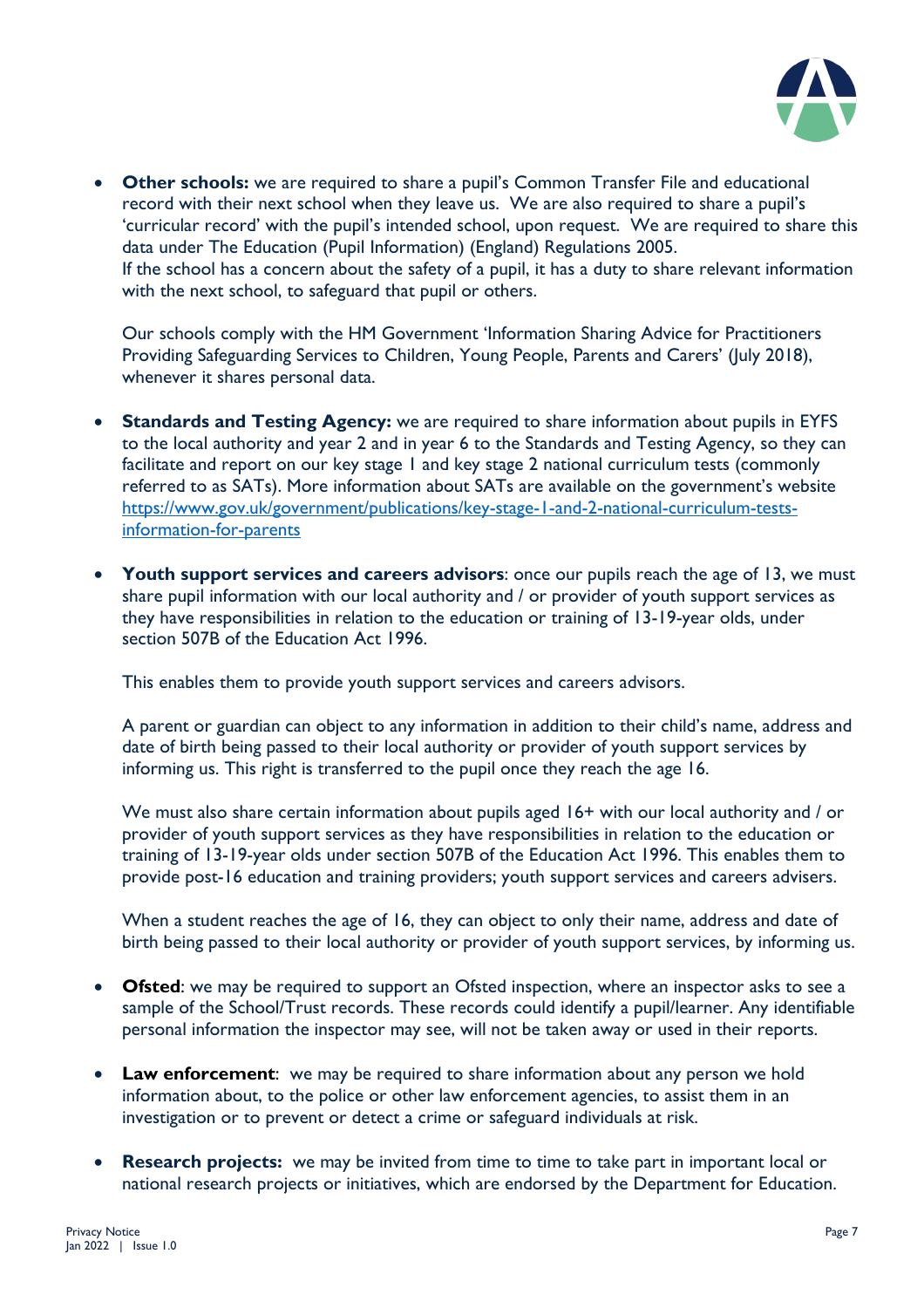- **Other schools:** we are required to share a pupil's Common Transfer File and educational record with their next school when they leave us. We are also required to share a pupil's 'curricular record' with the pupil's intended school, upon request. We are required to share this data under The Education (Pupil Information) (England) Regulations 2005.
  If the school has a concern about the safety of a pupil, it has a duty to share relevant information with the next school, to safeguard that pupil or others.

  Our schools comply with the HM Government 'Information Sharing Advice for Practitioners Providing Safeguarding Services to Children, Young People, Parents and Carers' (July 2018), whenever it shares personal data.

- **Standards and Testing Agency:** we are required to share information about pupils in EYFS to the local authority and year 2 and in year 6 to the Standards and Testing Agency, so they can facilitate and report on our key stage 1 and key stage 2 national curriculum tests (commonly referred to as SATs). More information about SATs are available on the government's website [https://www.gov.uk/government/publications/key-stage-1-and-2-national-curriculum-tests-information-for-parents](https://www.gov.uk/government/publications/key-stage-1-and-2-national-curriculum-tests-information-for-parents)

- **Youth support services and careers advisors**: once our pupils reach the age of 13, we must share pupil information with our local authority and / or provider of youth support services as they have responsibilities in relation to the education or training of 13-19-year olds, under section 507B of the Education Act 1996.

  This enables them to provide youth support services and careers advisors.

  A parent or guardian can object to any information in addition to their child's name, address and date of birth being passed to their local authority or provider of youth support services by informing us. This right is transferred to the pupil once they reach the age 16.

  We must also share certain information about pupils aged 16+ with our local authority and / or provider of youth support services as they have responsibilities in relation to the education or training of 13-19-year olds under section 507B of the Education Act 1996. This enables them to provide post-16 education and training providers; youth support services and careers advisers.

  When a student reaches the age of 16, they can object to only their name, address and date of birth being passed to their local authority or provider of youth support services, by informing us.

- **Ofsted**: we may be required to support an Ofsted inspection, where an inspector asks to see a sample of the School/Trust records. These records could identify a pupil/learner. Any identifiable personal information the inspector may see, will not be taken away or used in their reports.

- **Law enforcement**: we may be required to share information about any person we hold information about, to the police or other law enforcement agencies, to assist them in an investigation or to prevent or detect a crime or safeguard individuals at risk.

- **Research projects:** we may be invited from time to time to take part in important local or national research projects or initiatives, which are endorsed by the Department for Education.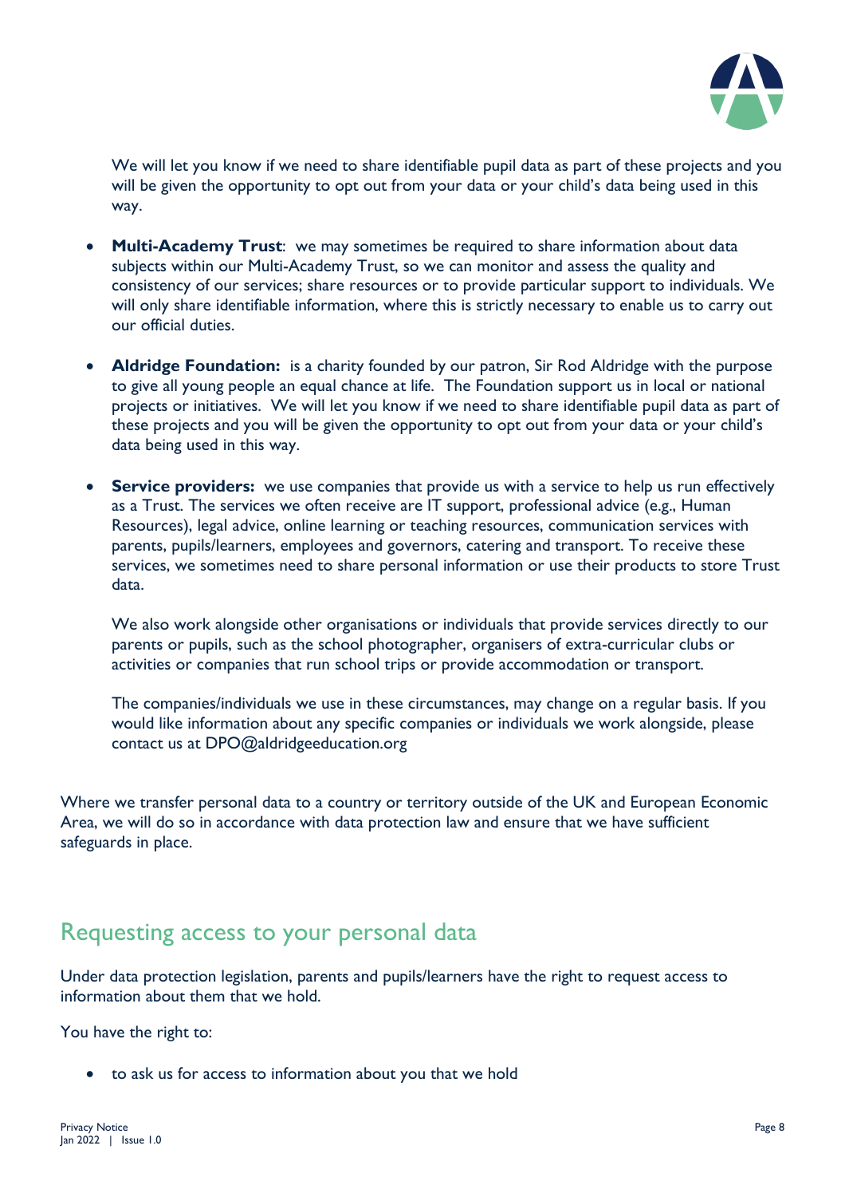We will let you know if we need to share identifiable pupil data as part of these projects and you will be given the opportunity to opt out from your data or your child's data being used in this way.

- **Multi-Academy Trust**: we may sometimes be required to share information about data subjects within our Multi-Academy Trust, so we can monitor and assess the quality and consistency of our services; share resources or to provide particular support to individuals. We will only share identifiable information, where this is strictly necessary to enable us to carry out our official duties.

- **Aldridge Foundation:** is a charity founded by our patron, Sir Rod Aldridge with the purpose to give all young people an equal chance at life. The Foundation support us in local or national projects or initiatives. We will let you know if we need to share identifiable pupil data as part of these projects and you will be given the opportunity to opt out from your data or your child's data being used in this way.

- **Service providers:** we use companies that provide us with a service to help us run effectively as a Trust. The services we often receive are IT support, professional advice (e.g., Human Resources), legal advice, online learning or teaching resources, communication services with parents, pupils/learners, employees and governors, catering and transport. To receive these services, we sometimes need to share personal information or use their products to store Trust data.

  We also work alongside other organisations or individuals that provide services directly to our parents or pupils, such as the school photographer, organisers of extra-curricular clubs or activities or companies that run school trips or provide accommodation or transport.

  The companies/individuals we use in these circumstances, may change on a regular basis. If you would like information about any specific companies or individuals we work alongside, please contact us at DPO@aldridgeeducation.org

Where we transfer personal data to a country or territory outside of the UK and European Economic Area, we will do so in accordance with data protection law and ensure that we have sufficient safeguards in place.

## Requesting access to your personal data

Under data protection legislation, parents and pupils/learners have the right to request access to information about them that we hold.

You have the right to:

- to ask us for access to information about you that we hold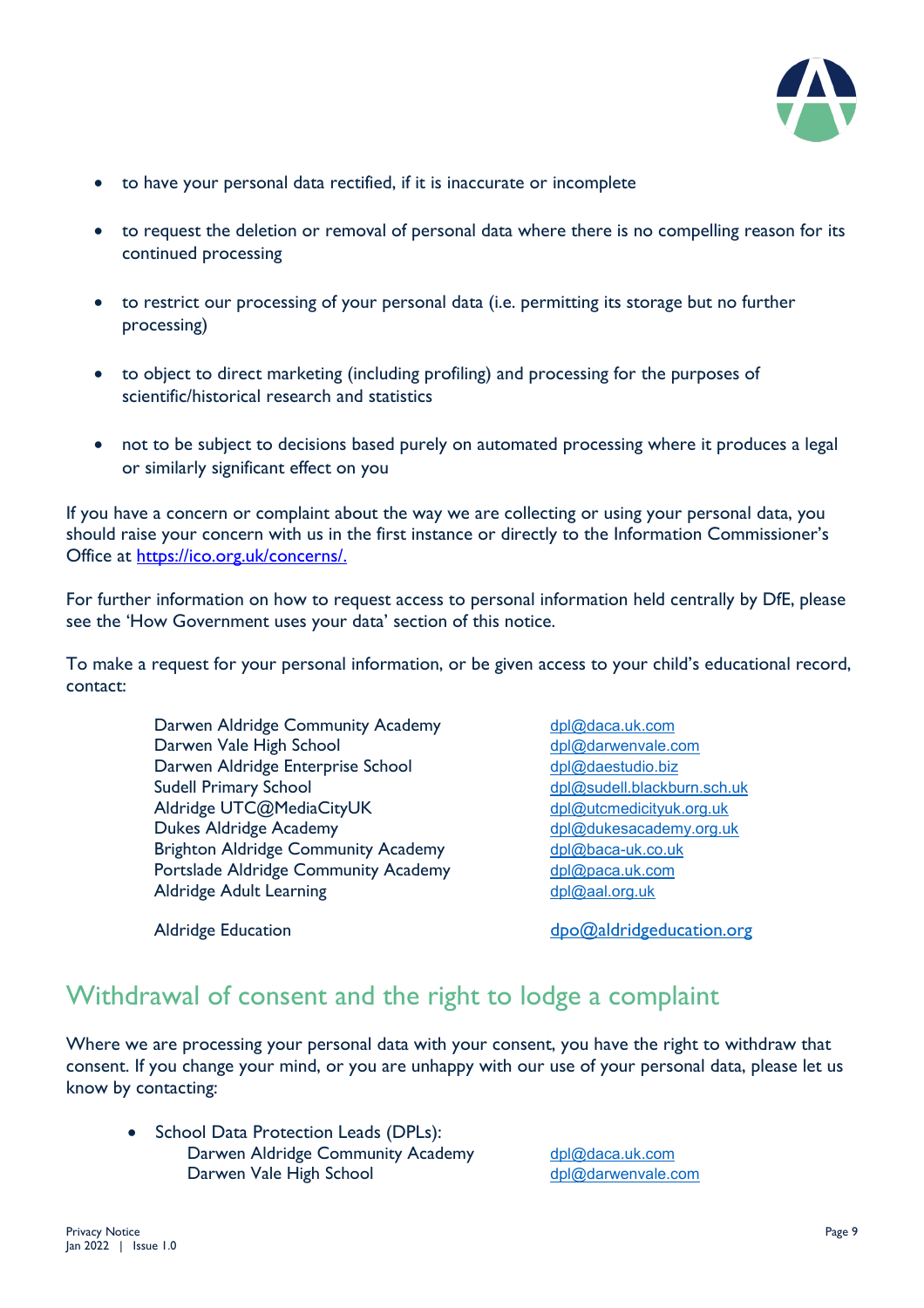- to have your personal data rectified, if it is inaccurate or incomplete
- to request the deletion or removal of personal data where there is no compelling reason for its continued processing
- to restrict our processing of your personal data (i.e. permitting its storage but no further processing)
- to object to direct marketing (including profiling) and processing for the purposes of scientific/historical research and statistics
- not to be subject to decisions based purely on automated processing where it produces a legal or similarly significant effect on you

If you have a concern or complaint about the way we are collecting or using your personal data, you should raise your concern with us in the first instance or directly to the Information Commissioner's Office at https://ico.org.uk/concerns/.

For further information on how to request access to personal information held centrally by DfE, please see the 'How Government uses your data' section of this notice.

To make a request for your personal information, or be given access to your child's educational record, contact:

| | |
|---|---|
| Darwen Aldridge Community Academy | dpl@daca.uk.com |
| Darwen Vale High School | dpl@darwenvale.com |
| Darwen Aldridge Enterprise School | dpl@daestudio.biz |
| Sudell Primary School | dpl@sudell.blackburn.sch.uk |
| Aldridge UTC@MediaCityUK | dpl@utcmedicityuk.org.uk |
| Dukes Aldridge Academy | dpl@dukesacademy.org.uk |
| Brighton Aldridge Community Academy | dpl@baca-uk.co.uk |
| Portslade Aldridge Community Academy | dpl@paca.uk.com |
| Aldridge Adult Learning | dpl@aal.org.uk |
| Aldridge Education | dpo@aldridgeducation.org |

## Withdrawal of consent and the right to lodge a complaint

Where we are processing your personal data with your consent, you have the right to withdraw that consent. If you change your mind, or you are unhappy with our use of your personal data, please let us know by contacting:

- School Data Protection Leads (DPLs):

| | |
|---|---|
| Darwen Aldridge Community Academy | dpl@daca.uk.com |
| Darwen Vale High School | dpl@darwenvale.com |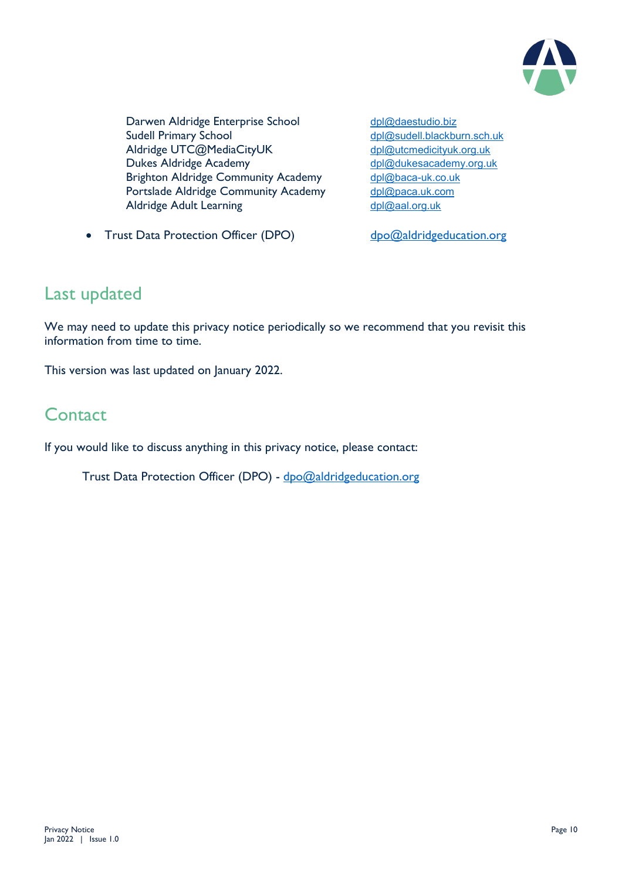| | |
|---|---|
| Darwen Aldridge Enterprise School | dpl@daestudio.biz |
| Sudell Primary School | dpl@sudell.blackburn.sch.uk |
| Aldridge UTC@MediaCityUK | dpl@utcmedicityuk.org.uk |
| Dukes Aldridge Academy | dpl@dukesacademy.org.uk |
| Brighton Aldridge Community Academy | dpl@baca-uk.co.uk |
| Portslade Aldridge Community Academy | dpl@paca.uk.com |
| Aldridge Adult Learning | dpl@aal.org.uk |

- Trust Data Protection Officer (DPO) dpo@aldridgeducation.org

## Last updated

We may need to update this privacy notice periodically so we recommend that you revisit this information from time to time.

This version was last updated on January 2022.

## Contact

If you would like to discuss anything in this privacy notice, please contact:

Trust Data Protection Officer (DPO) - dpo@aldridgeducation.org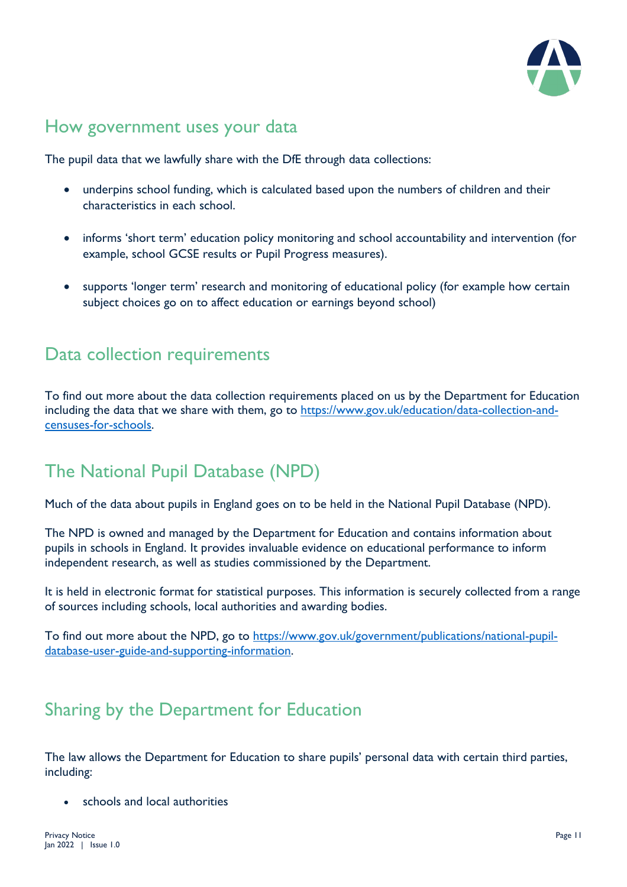## How government uses your data

The pupil data that we lawfully share with the DfE through data collections:

- underpins school funding, which is calculated based upon the numbers of children and their characteristics in each school.

- informs 'short term' education policy monitoring and school accountability and intervention (for example, school GCSE results or Pupil Progress measures).

- supports 'longer term' research and monitoring of educational policy (for example how certain subject choices go on to affect education or earnings beyond school)

## Data collection requirements

To find out more about the data collection requirements placed on us by the Department for Education including the data that we share with them, go to [https://www.gov.uk/education/data-collection-and-censuses-for-schools](https://www.gov.uk/education/data-collection-and-censuses-for-schools).

## The National Pupil Database (NPD)

Much of the data about pupils in England goes on to be held in the National Pupil Database (NPD).

The NPD is owned and managed by the Department for Education and contains information about pupils in schools in England. It provides invaluable evidence on educational performance to inform independent research, as well as studies commissioned by the Department.

It is held in electronic format for statistical purposes. This information is securely collected from a range of sources including schools, local authorities and awarding bodies.

To find out more about the NPD, go to [https://www.gov.uk/government/publications/national-pupil-database-user-guide-and-supporting-information](https://www.gov.uk/government/publications/national-pupil-database-user-guide-and-supporting-information).

## Sharing by the Department for Education

The law allows the Department for Education to share pupils' personal data with certain third parties, including:

- schools and local authorities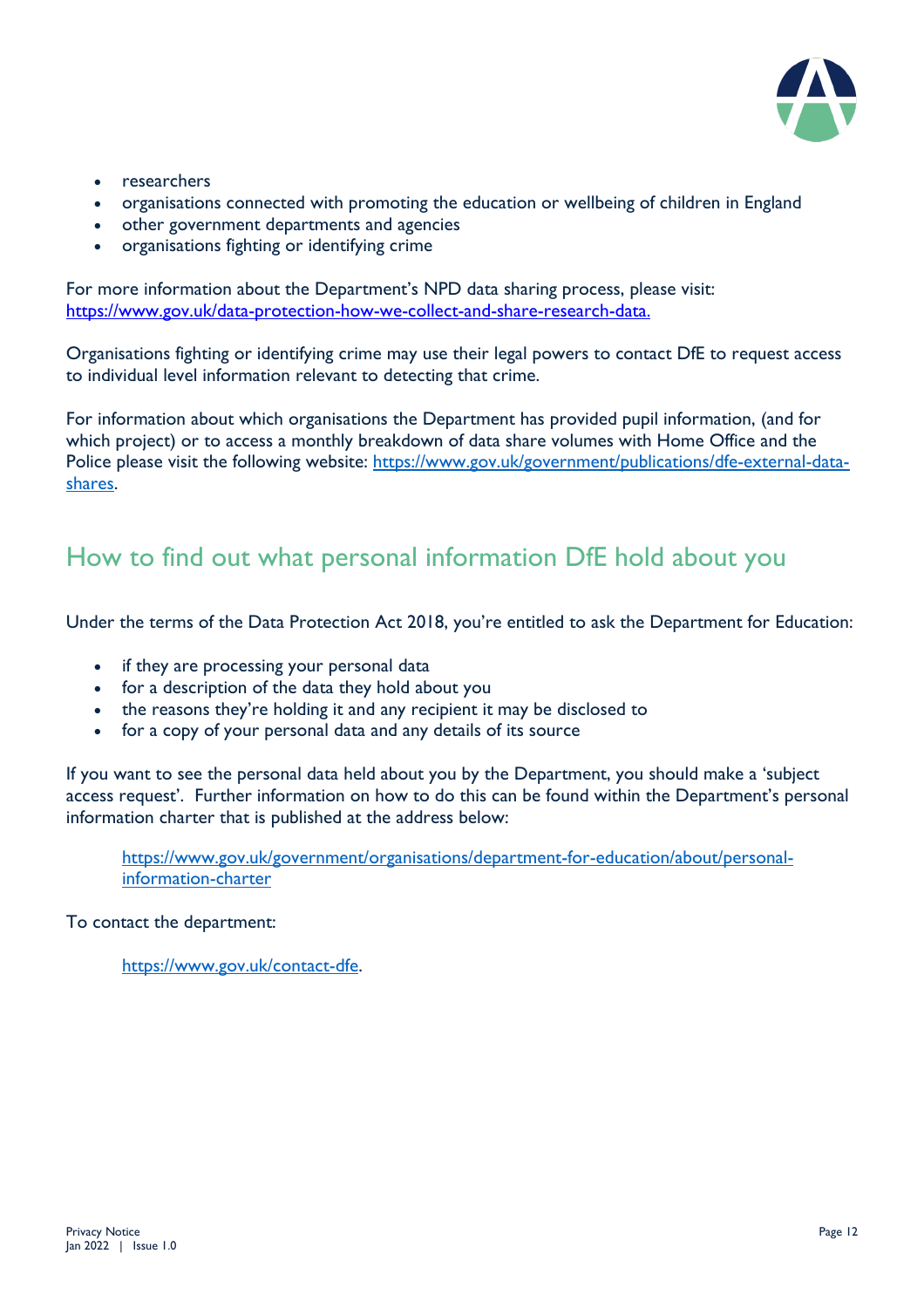- researchers
- organisations connected with promoting the education or wellbeing of children in England
- other government departments and agencies
- organisations fighting or identifying crime

For more information about the Department's NPD data sharing process, please visit: [https://www.gov.uk/data-protection-how-we-collect-and-share-research-data.](https://www.gov.uk/data-protection-how-we-collect-and-share-research-data)

Organisations fighting or identifying crime may use their legal powers to contact DfE to request access to individual level information relevant to detecting that crime.

For information about which organisations the Department has provided pupil information, (and for which project) or to access a monthly breakdown of data share volumes with Home Office and the Police please visit the following website: [https://www.gov.uk/government/publications/dfe-external-data-shares](https://www.gov.uk/government/publications/dfe-external-data-shares).

## How to find out what personal information DfE hold about you

Under the terms of the Data Protection Act 2018, you're entitled to ask the Department for Education:

- if they are processing your personal data
- for a description of the data they hold about you
- the reasons they're holding it and any recipient it may be disclosed to
- for a copy of your personal data and any details of its source

If you want to see the personal data held about you by the Department, you should make a 'subject access request'. Further information on how to do this can be found within the Department's personal information charter that is published at the address below:

> [https://www.gov.uk/government/organisations/department-for-education/about/personal-information-charter](https://www.gov.uk/government/organisations/department-for-education/about/personal-information-charter)

To contact the department:

> [https://www.gov.uk/contact-dfe](https://www.gov.uk/contact-dfe).